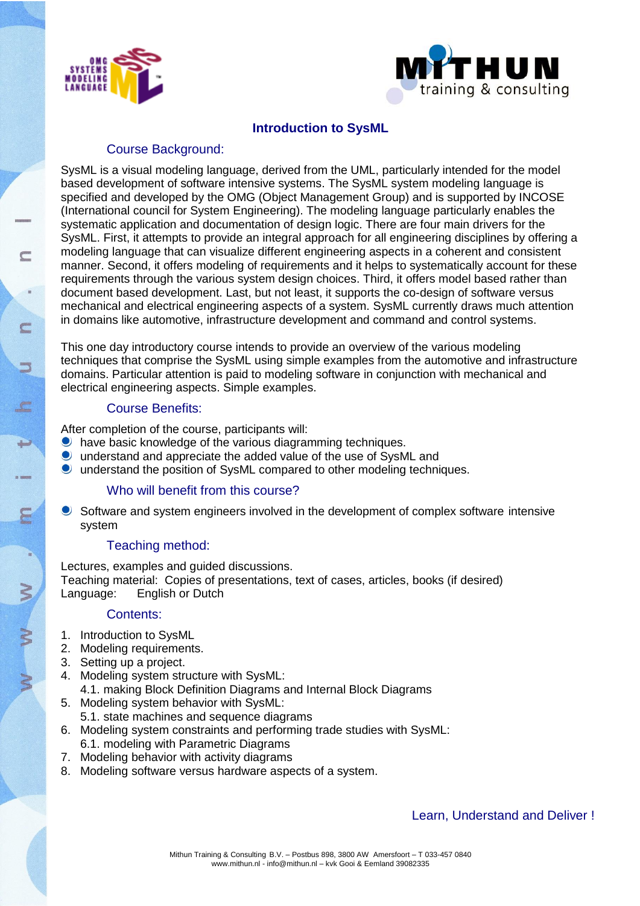# Introduction to SysML

## Course Background:

SysML is a visual modeling language, derived from the UML, particularly intended for the model based development of software intensive systems. The SysML system modeling language is specified and developed by the OMG (Object Management Group) and is supported by INCOSE (International council for System Engineering). The modeling language particularly enables the systematic application and documentation of design logic. There are four main drivers for the SysML. First, it attempts to provide an integral approach for all engineering disciplines by offering a modeling language that can visualize different engineering aspects in a coherent and consistent manner. Second, it offers modeling of requirements and it helps to systematically account for these requirements through the various system design choices. Third, it offers model based rather than document based development. Last, but not least, it supports the co-design of software versus mechanical and electrical engineering aspects of a system. SysML currently draws much attention in domains like automotive, infrastructure development and command and control systems.

This one day introductory course intends to provide an overview of the various modeling techniques that comprise the SysML using simple examples from the automotive and infrastructure domains. Particular attention is paid to modeling software in conjunction with mechanical and electrical engineering aspects. Simple examples.

## Course Benefits:

After completion of the course, participants will:

- have basic knowledge of the various diagramming techniques.
- understand and appreciate the added value of the use of SysML and
- understand the position of SysML compared to other modeling techniques.

## Who will benefit from this course?

- Software and system engineers involved in the development of complex software intensive system

## Teaching method:

Lectures, examples and guided discussions.
Teaching material: Copies of presentations, text of cases, articles, books (if desired)
Language: English or Dutch

## Contents:

1. Introduction to SysML
2. Modeling requirements.
3. Setting up a project.
4. Modeling system structure with SysML:
   4.1. making Block Definition Diagrams and Internal Block Diagrams
5. Modeling system behavior with SysML:
   5.1. state machines and sequence diagrams
6. Modeling system constraints and performing trade studies with SysML:
   6.1. modeling with Parametric Diagrams
7. Modeling behavior with activity diagrams
8. Modeling software versus hardware aspects of a system.

Learn, Understand and Deliver !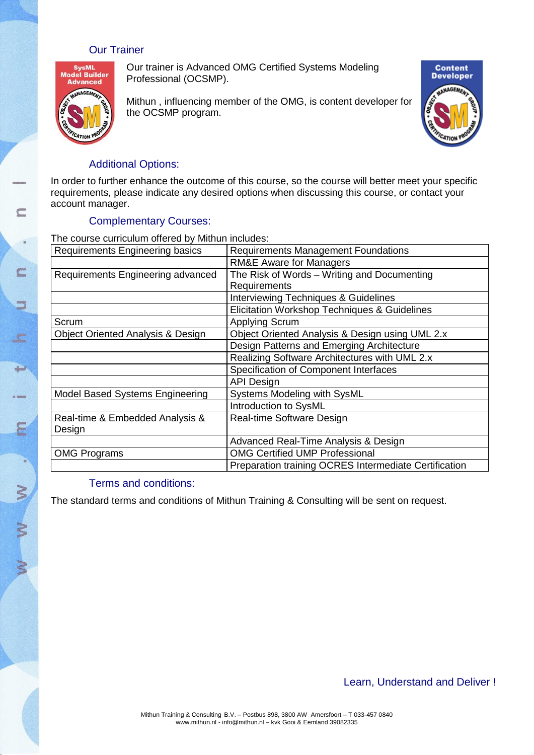## Our Trainer

Our trainer is Advanced OMG Certified Systems Modeling Professional (OCSMP).

Mithun , influencing member of the OMG, is content developer for the OCSMP program.

## Additional Options:

In order to further enhance the outcome of this course, so the course will better meet your specific requirements, please indicate any desired options when discussing this course, or contact your account manager.

## Complementary Courses:

The course curriculum offered by Mithun includes:

| | |
|---|---|
| Requirements Engineering basics | Requirements Management Foundations |
| | RM&E Aware for Managers |
| Requirements Engineering advanced | The Risk of Words – Writing and Documenting Requirements |
| | Interviewing Techniques & Guidelines |
| | Elicitation Workshop Techniques & Guidelines |
| Scrum | Applying Scrum |
| Object Oriented Analysis & Design | Object Oriented Analysis & Design using UML 2.x |
| | Design Patterns and Emerging Architecture |
| | Realizing Software Architectures with UML 2.x |
| | Specification of Component Interfaces |
| | API Design |
| Model Based Systems Engineering | Systems Modeling with SysML |
| | Introduction to SysML |
| Real-time & Embedded Analysis & Design | Real-time Software Design |
| | Advanced Real-Time Analysis & Design |
| OMG Programs | OMG Certified UMP Professional |
| | Preparation training OCRES Intermediate Certification |

## Terms and conditions:

The standard terms and conditions of Mithun Training & Consulting will be sent on request.

Learn, Understand and Deliver !